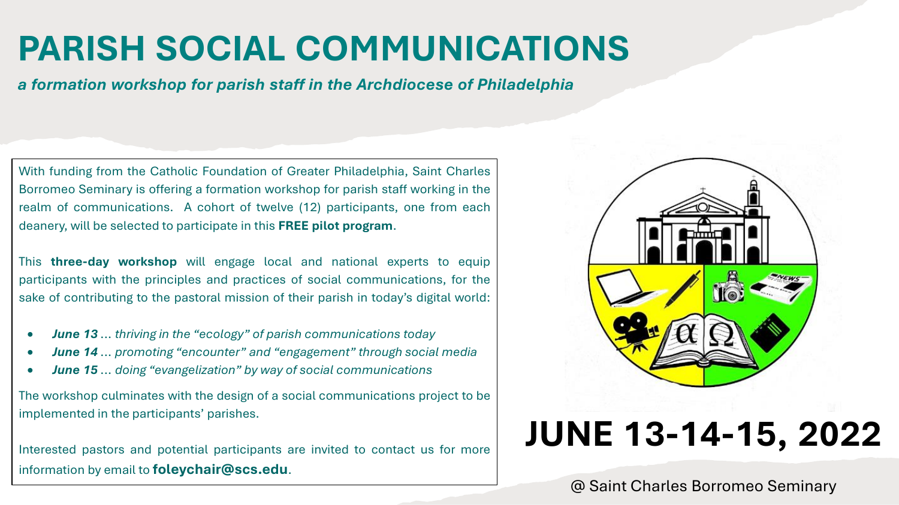# PARISH SOCIAL COMMUNICATIONS

***a formation workshop for parish staff in the Archdiocese of Philadelphia***

With funding from the Catholic Foundation of Greater Philadelphia, Saint Charles Borromeo Seminary is offering a formation workshop for parish staff working in the realm of communications. A cohort of twelve (12) participants, one from each deanery, will be selected to participate in this **FREE pilot program**.

This **three-day workshop** will engage local and national experts to equip participants with the principles and practices of social communications, for the sake of contributing to the pastoral mission of their parish in today's digital world:

- ***June 13*** *... thriving in the "ecology" of parish communications today*
- ***June 14*** *... promoting "encounter" and "engagement" through social media*
- ***June 15*** *... doing "evangelization" by way of social communications*

The workshop culminates with the design of a social communications project to be implemented in the participants' parishes.

Interested pastors and potential participants are invited to contact us for more information by email to **foleychair@scs.edu**.

## JUNE 13-14-15, 2022

@ Saint Charles Borromeo Seminary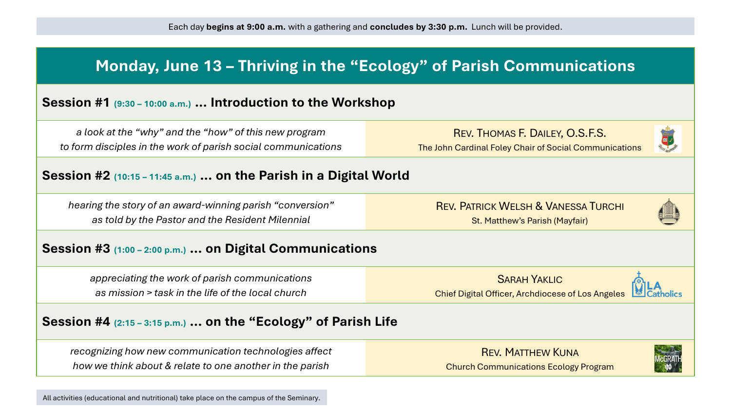Each day **begins at 9:00 a.m.** with a gathering and **concludes by 3:30 p.m.** Lunch will be provided.

## Monday, June 13 – Thriving in the "Ecology" of Parish Communications

### Session #1 (9:30 – 10:00 a.m.) … Introduction to the Workshop

*a look at the "why" and the "how" of this new program to form disciples in the work of parish social communications*

Rev. Thomas F. Dailey, O.S.F.S.
The John Cardinal Foley Chair of Social Communications

### Session #2 (10:15 – 11:45 a.m.) … on the Parish in a Digital World

*hearing the story of an award-winning parish "conversion" as told by the Pastor and the Resident Milennial*

Rev. Patrick Welsh & Vanessa Turchi
St. Matthew's Parish (Mayfair)

### Session #3 (1:00 – 2:00 p.m.) … on Digital Communications

*appreciating the work of parish communications as mission > task in the life of the local church*

Sarah Yaklic
Chief Digital Officer, Archdiocese of Los Angeles

### Session #4 (2:15 – 3:15 p.m.) … on the "Ecology" of Parish Life

*recognizing how new communication technologies affect how we think about & relate to one another in the parish*

Rev. Matthew Kuna
Church Communications Ecology Program

All activities (educational and nutritional) take place on the campus of the Seminary.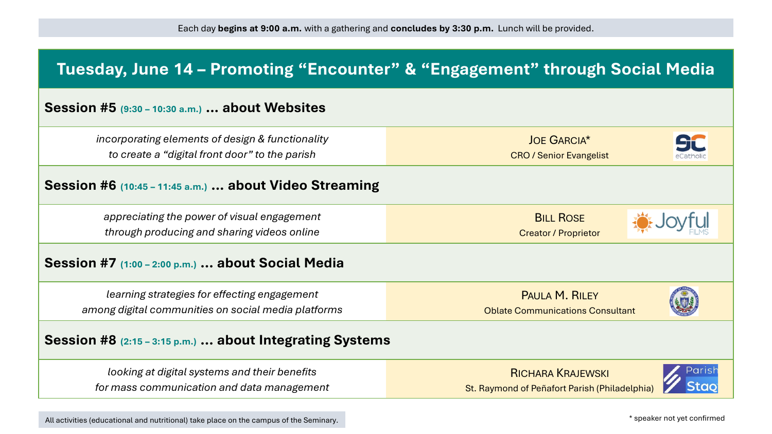Each day **begins at 9:00 a.m.** with a gathering and **concludes by 3:30 p.m.** Lunch will be provided.

## Tuesday, June 14 – Promoting "Encounter" & "Engagement" through Social Media

### Session #5 (9:30 – 10:30 a.m.) … about Websites

| | |
|---|---|
| *incorporating elements of design & functionality to create a "digital front door" to the parish* | JOE GARCIA* <br> CRO / Senior Evangelist <br> eCatholic |

### Session #6 (10:45 – 11:45 a.m.) … about Video Streaming

| | |
|---|---|
| *appreciating the power of visual engagement through producing and sharing videos online* | BILL ROSE <br> Creator / Proprietor <br> Joyful FILMS |

### Session #7 (1:00 – 2:00 p.m.) … about Social Media

| | |
|---|---|
| *learning strategies for effecting engagement among digital communities on social media platforms* | PAULA M. RILEY <br> Oblate Communications Consultant |

### Session #8 (2:15 – 3:15 p.m.) … about Integrating Systems

| | |
|---|---|
| *looking at digital systems and their benefits for mass communication and data management* | RICHARA KRAJEWSKI <br> St. Raymond of Peñafort Parish (Philadelphia) <br> Parish Staq |

All activities (educational and nutritional) take place on the campus of the Seminary.

\* speaker not yet confirmed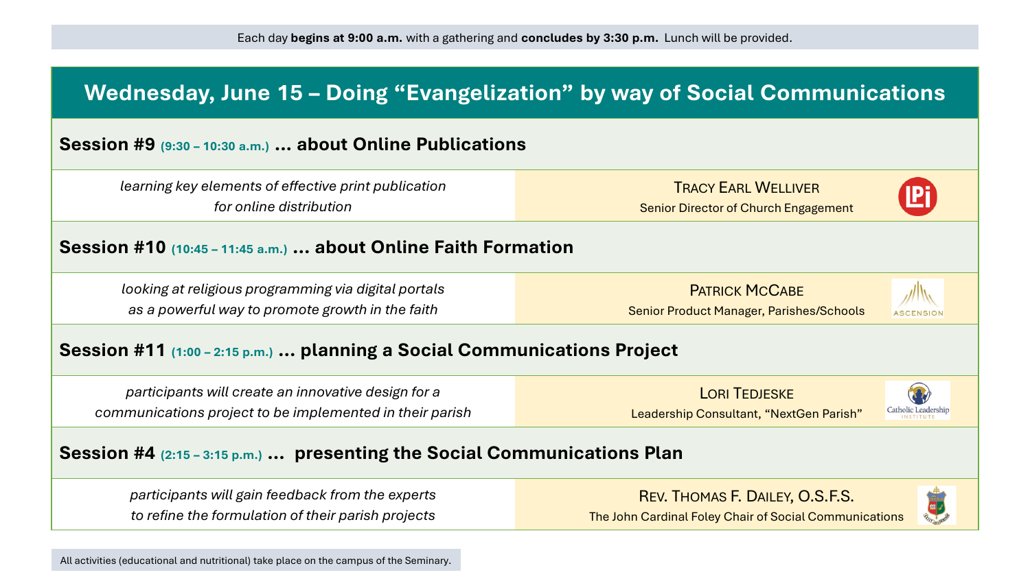Each day **begins at 9:00 a.m.** with a gathering and **concludes by 3:30 p.m.** Lunch will be provided.

## Wednesday, June 15 – Doing "Evangelization" by way of Social Communications

### Session #9 (9:30 – 10:30 a.m.) … about Online Publications

*learning key elements of effective print publication for online distribution*

TRACY EARL WELLIVER
Senior Director of Church Engagement

### Session #10 (10:45 – 11:45 a.m.) … about Online Faith Formation

*looking at religious programming via digital portals as a powerful way to promote growth in the faith*

PATRICK MCCABE
Senior Product Manager, Parishes/Schools

### Session #11 (1:00 – 2:15 p.m.) … planning a Social Communications Project

*participants will create an innovative design for a communications project to be implemented in their parish*

LORI TEDJESKE
Leadership Consultant, "NextGen Parish"

### Session #4 (2:15 – 3:15 p.m.) … presenting the Social Communications Plan

*participants will gain feedback from the experts to refine the formulation of their parish projects*

REV. THOMAS F. DAILEY, O.S.F.S.
The John Cardinal Foley Chair of Social Communications

All activities (educational and nutritional) take place on the campus of the Seminary.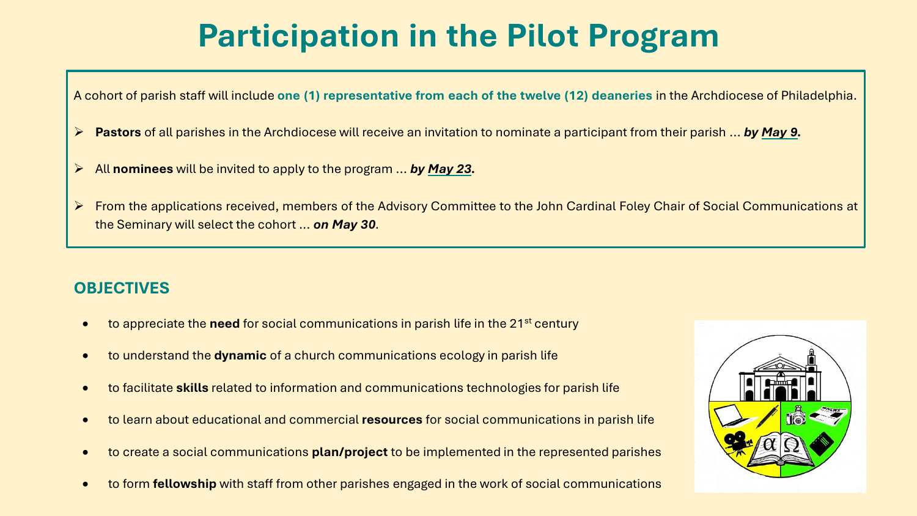# Participation in the Pilot Program

A cohort of parish staff will include **one (1) representative from each of the twelve (12) deaneries** in the Archdiocese of Philadelphia.

- **Pastors** of all parishes in the Archdiocese will receive an invitation to nominate a participant from their parish … ***by May 9.***
- All **nominees** will be invited to apply to the program … ***by May 23.***
- From the applications received, members of the Advisory Committee to the John Cardinal Foley Chair of Social Communications at the Seminary will select the cohort … ***on May 30***.

## OBJECTIVES

- to appreciate the **need** for social communications in parish life in the 21st century
- to understand the **dynamic** of a church communications ecology in parish life
- to facilitate **skills** related to information and communications technologies for parish life
- to learn about educational and commercial **resources** for social communications in parish life
- to create a social communications **plan/project** to be implemented in the represented parishes
- to form **fellowship** with staff from other parishes engaged in the work of social communications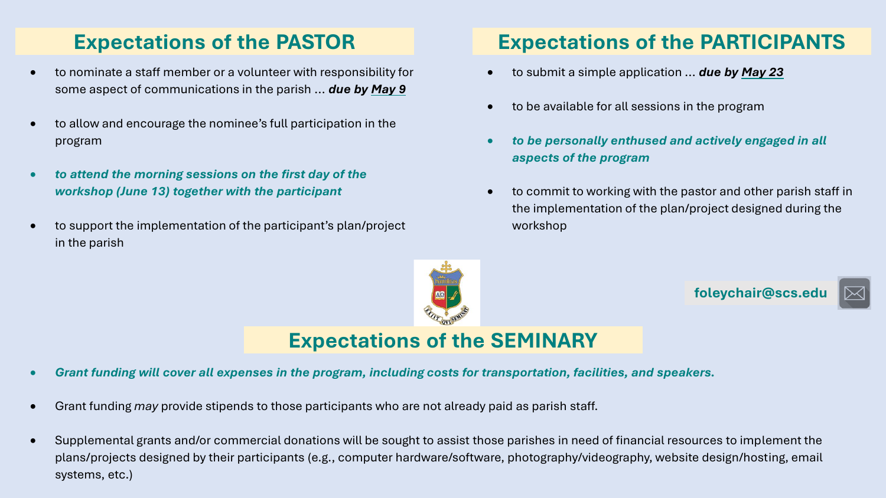## Expectations of the PASTOR

- to nominate a staff member or a volunteer with responsibility for some aspect of communications in the parish … ***due by May 9***
- to allow and encourage the nominee's full participation in the program
- ***to attend the morning sessions on the first day of the workshop (June 13) together with the participant***
- to support the implementation of the participant's plan/project in the parish

## Expectations of the PARTICIPANTS

- to submit a simple application … ***due by May 23***
- to be available for all sessions in the program
- ***to be personally enthused and actively engaged in all aspects of the program***
- to commit to working with the pastor and other parish staff in the implementation of the plan/project designed during the workshop

**foleychair@scs.edu**

## Expectations of the SEMINARY

- ***Grant funding will cover all expenses in the program, including costs for transportation, facilities, and speakers.***
- Grant funding *may* provide stipends to those participants who are not already paid as parish staff.
- Supplemental grants and/or commercial donations will be sought to assist those parishes in need of financial resources to implement the plans/projects designed by their participants (e.g., computer hardware/software, photography/videography, website design/hosting, email systems, etc.)